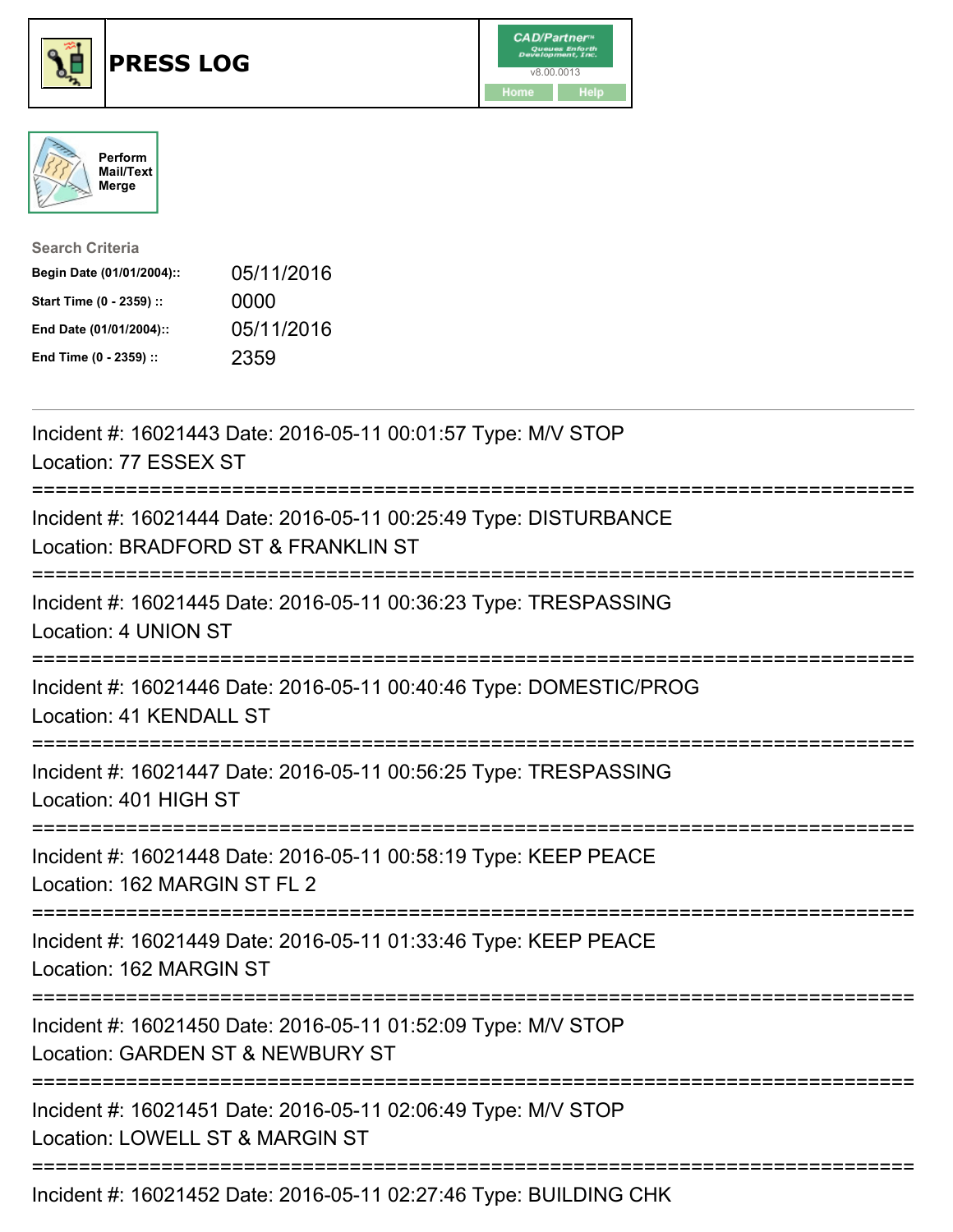# PRESS LOG

Perform Mail/Text Merge

**Search Criteria**

| | |
|---|---|
| **Begin Date (01/01/2004)::** | 05/11/2016 |
| **Start Time (0 - 2359) ::** | 0000 |
| **End Date (01/01/2004)::** | 05/11/2016 |
| **End Time (0 - 2359) ::** | 2359 |

Incident #: 16021443 Date: 2016-05-11 00:01:57 Type: M/V STOP
Location: 77 ESSEX ST

===========================================================================

Incident #: 16021444 Date: 2016-05-11 00:25:49 Type: DISTURBANCE
Location: BRADFORD ST & FRANKLIN ST

===========================================================================

Incident #: 16021445 Date: 2016-05-11 00:36:23 Type: TRESPASSING
Location: 4 UNION ST

===========================================================================

Incident #: 16021446 Date: 2016-05-11 00:40:46 Type: DOMESTIC/PROG
Location: 41 KENDALL ST

===========================================================================

Incident #: 16021447 Date: 2016-05-11 00:56:25 Type: TRESPASSING
Location: 401 HIGH ST

===========================================================================

Incident #: 16021448 Date: 2016-05-11 00:58:19 Type: KEEP PEACE
Location: 162 MARGIN ST FL 2

===========================================================================

Incident #: 16021449 Date: 2016-05-11 01:33:46 Type: KEEP PEACE
Location: 162 MARGIN ST

===========================================================================

Incident #: 16021450 Date: 2016-05-11 01:52:09 Type: M/V STOP
Location: GARDEN ST & NEWBURY ST

===========================================================================

Incident #: 16021451 Date: 2016-05-11 02:06:49 Type: M/V STOP
Location: LOWELL ST & MARGIN ST

===========================================================================

Incident #: 16021452 Date: 2016-05-11 02:27:46 Type: BUILDING CHK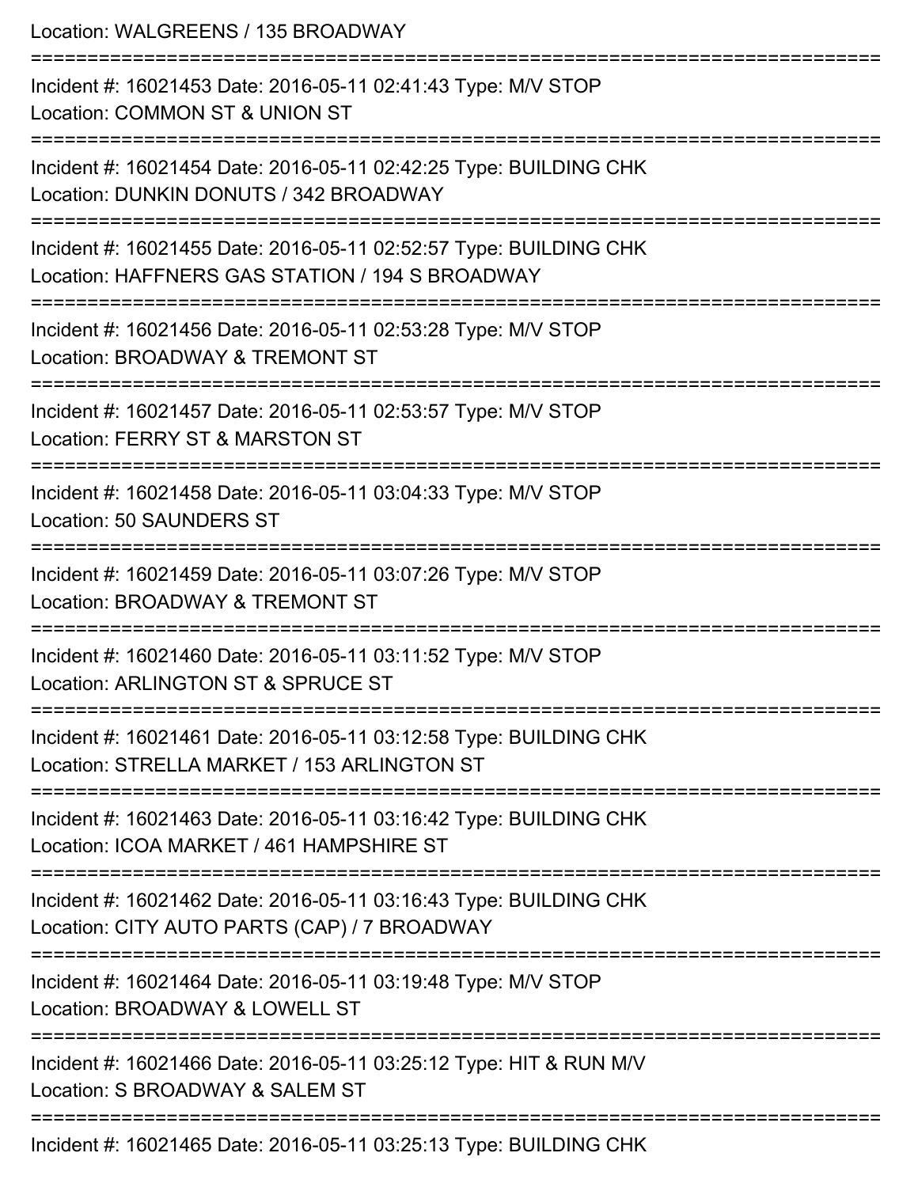Location: WALGREENS / 135 BROADWAY

===========================================================================

Incident #: 16021453 Date: 2016-05-11 02:41:43 Type: M/V STOP
Location: COMMON ST & UNION ST

===========================================================================

Incident #: 16021454 Date: 2016-05-11 02:42:25 Type: BUILDING CHK
Location: DUNKIN DONUTS / 342 BROADWAY

===========================================================================

Incident #: 16021455 Date: 2016-05-11 02:52:57 Type: BUILDING CHK
Location: HAFFNERS GAS STATION / 194 S BROADWAY

===========================================================================

Incident #: 16021456 Date: 2016-05-11 02:53:28 Type: M/V STOP
Location: BROADWAY & TREMONT ST

===========================================================================

Incident #: 16021457 Date: 2016-05-11 02:53:57 Type: M/V STOP
Location: FERRY ST & MARSTON ST

===========================================================================

Incident #: 16021458 Date: 2016-05-11 03:04:33 Type: M/V STOP
Location: 50 SAUNDERS ST

===========================================================================

Incident #: 16021459 Date: 2016-05-11 03:07:26 Type: M/V STOP
Location: BROADWAY & TREMONT ST

===========================================================================

Incident #: 16021460 Date: 2016-05-11 03:11:52 Type: M/V STOP
Location: ARLINGTON ST & SPRUCE ST

===========================================================================

Incident #: 16021461 Date: 2016-05-11 03:12:58 Type: BUILDING CHK
Location: STRELLA MARKET / 153 ARLINGTON ST

===========================================================================

Incident #: 16021463 Date: 2016-05-11 03:16:42 Type: BUILDING CHK
Location: ICOA MARKET / 461 HAMPSHIRE ST

===========================================================================

Incident #: 16021462 Date: 2016-05-11 03:16:43 Type: BUILDING CHK
Location: CITY AUTO PARTS (CAP) / 7 BROADWAY

===========================================================================

Incident #: 16021464 Date: 2016-05-11 03:19:48 Type: M/V STOP
Location: BROADWAY & LOWELL ST

===========================================================================

Incident #: 16021466 Date: 2016-05-11 03:25:12 Type: HIT & RUN M/V
Location: S BROADWAY & SALEM ST

===========================================================================

Incident #: 16021465 Date: 2016-05-11 03:25:13 Type: BUILDING CHK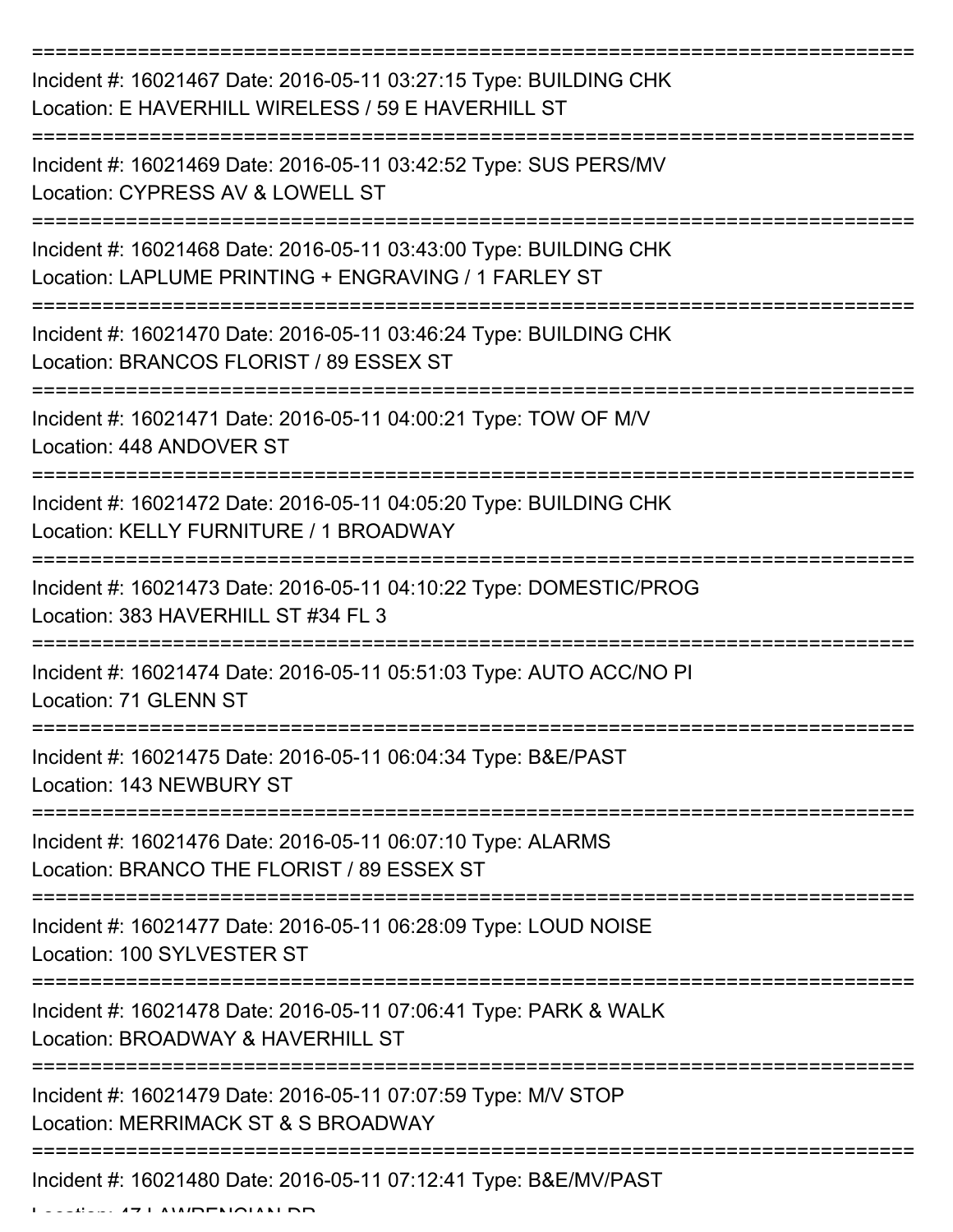===========================================================================

Incident #: 16021467 Date: 2016-05-11 03:27:15 Type: BUILDING CHK
Location: E HAVERHILL WIRELESS / 59 E HAVERHILL ST

===========================================================================

Incident #: 16021469 Date: 2016-05-11 03:42:52 Type: SUS PERS/MV
Location: CYPRESS AV & LOWELL ST

===========================================================================

Incident #: 16021468 Date: 2016-05-11 03:43:00 Type: BUILDING CHK
Location: LAPLUME PRINTING + ENGRAVING / 1 FARLEY ST

===========================================================================

Incident #: 16021470 Date: 2016-05-11 03:46:24 Type: BUILDING CHK
Location: BRANCOS FLORIST / 89 ESSEX ST

===========================================================================

Incident #: 16021471 Date: 2016-05-11 04:00:21 Type: TOW OF M/V
Location: 448 ANDOVER ST

===========================================================================

Incident #: 16021472 Date: 2016-05-11 04:05:20 Type: BUILDING CHK
Location: KELLY FURNITURE / 1 BROADWAY

===========================================================================

Incident #: 16021473 Date: 2016-05-11 04:10:22 Type: DOMESTIC/PROG
Location: 383 HAVERHILL ST #34 FL 3

===========================================================================

Incident #: 16021474 Date: 2016-05-11 05:51:03 Type: AUTO ACC/NO PI
Location: 71 GLENN ST

===========================================================================

Incident #: 16021475 Date: 2016-05-11 06:04:34 Type: B&E/PAST
Location: 143 NEWBURY ST

===========================================================================

Incident #: 16021476 Date: 2016-05-11 06:07:10 Type: ALARMS
Location: BRANCO THE FLORIST / 89 ESSEX ST

===========================================================================

Incident #: 16021477 Date: 2016-05-11 06:28:09 Type: LOUD NOISE
Location: 100 SYLVESTER ST

===========================================================================

Incident #: 16021478 Date: 2016-05-11 07:06:41 Type: PARK & WALK
Location: BROADWAY & HAVERHILL ST

===========================================================================

Incident #: 16021479 Date: 2016-05-11 07:07:59 Type: M/V STOP
Location: MERRIMACK ST & S BROADWAY

===========================================================================

Incident #: 16021480 Date: 2016-05-11 07:12:41 Type: B&E/MV/PAST
Location: 47 LAWRENCIAN DR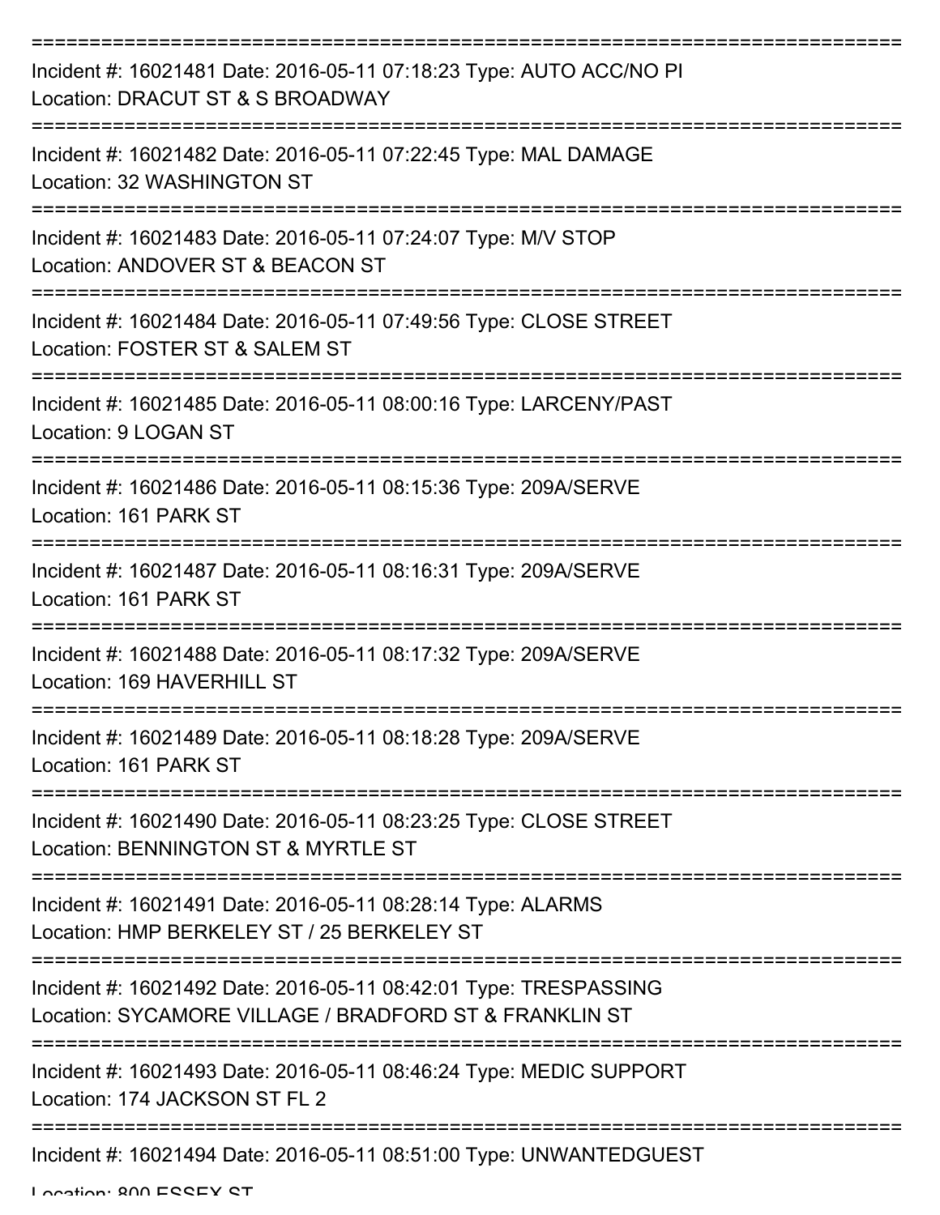===========================================================================

Incident #: 16021481 Date: 2016-05-11 07:18:23 Type: AUTO ACC/NO PI
Location: DRACUT ST & S BROADWAY

===========================================================================

Incident #: 16021482 Date: 2016-05-11 07:22:45 Type: MAL DAMAGE
Location: 32 WASHINGTON ST

===========================================================================

Incident #: 16021483 Date: 2016-05-11 07:24:07 Type: M/V STOP
Location: ANDOVER ST & BEACON ST

===========================================================================

Incident #: 16021484 Date: 2016-05-11 07:49:56 Type: CLOSE STREET
Location: FOSTER ST & SALEM ST

===========================================================================

Incident #: 16021485 Date: 2016-05-11 08:00:16 Type: LARCENY/PAST
Location: 9 LOGAN ST

===========================================================================

Incident #: 16021486 Date: 2016-05-11 08:15:36 Type: 209A/SERVE
Location: 161 PARK ST

===========================================================================

Incident #: 16021487 Date: 2016-05-11 08:16:31 Type: 209A/SERVE
Location: 161 PARK ST

===========================================================================

Incident #: 16021488 Date: 2016-05-11 08:17:32 Type: 209A/SERVE
Location: 169 HAVERHILL ST

===========================================================================

Incident #: 16021489 Date: 2016-05-11 08:18:28 Type: 209A/SERVE
Location: 161 PARK ST

===========================================================================

Incident #: 16021490 Date: 2016-05-11 08:23:25 Type: CLOSE STREET
Location: BENNINGTON ST & MYRTLE ST

===========================================================================

Incident #: 16021491 Date: 2016-05-11 08:28:14 Type: ALARMS
Location: HMP BERKELEY ST / 25 BERKELEY ST

===========================================================================

Incident #: 16021492 Date: 2016-05-11 08:42:01 Type: TRESPASSING
Location: SYCAMORE VILLAGE / BRADFORD ST & FRANKLIN ST

===========================================================================

Incident #: 16021493 Date: 2016-05-11 08:46:24 Type: MEDIC SUPPORT
Location: 174 JACKSON ST FL 2

===========================================================================

Incident #: 16021494 Date: 2016-05-11 08:51:00 Type: UNWANTEDGUEST
Location: 800 ESSEX ST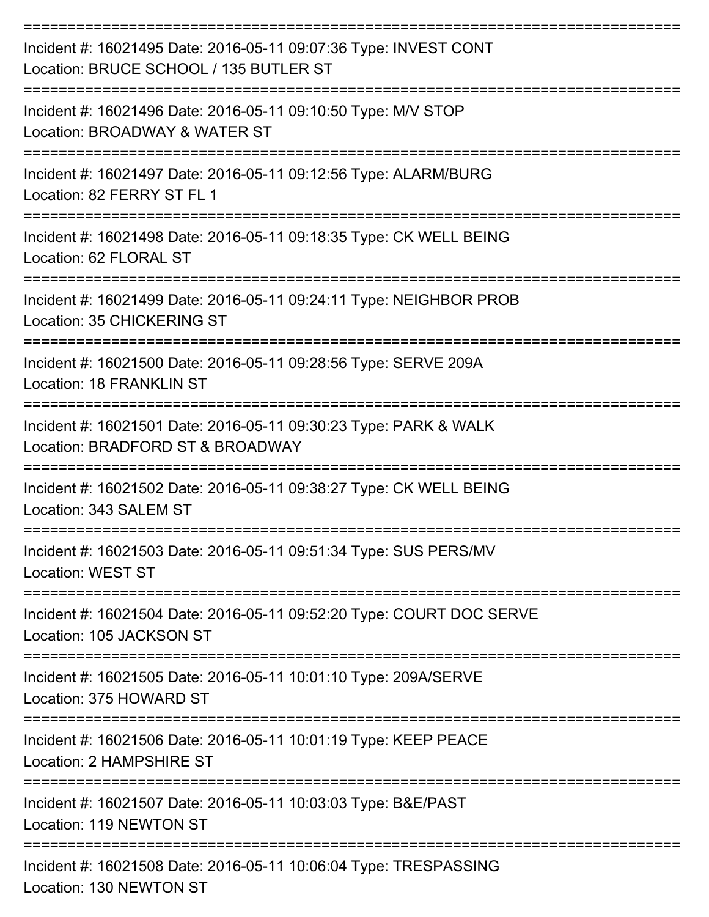===========================================================================

Incident #: 16021495 Date: 2016-05-11 09:07:36 Type: INVEST CONT
Location: BRUCE SCHOOL / 135 BUTLER ST

===========================================================================

Incident #: 16021496 Date: 2016-05-11 09:10:50 Type: M/V STOP
Location: BROADWAY & WATER ST

===========================================================================

Incident #: 16021497 Date: 2016-05-11 09:12:56 Type: ALARM/BURG
Location: 82 FERRY ST FL 1

===========================================================================

Incident #: 16021498 Date: 2016-05-11 09:18:35 Type: CK WELL BEING
Location: 62 FLORAL ST

===========================================================================

Incident #: 16021499 Date: 2016-05-11 09:24:11 Type: NEIGHBOR PROB
Location: 35 CHICKERING ST

===========================================================================

Incident #: 16021500 Date: 2016-05-11 09:28:56 Type: SERVE 209A
Location: 18 FRANKLIN ST

===========================================================================

Incident #: 16021501 Date: 2016-05-11 09:30:23 Type: PARK & WALK
Location: BRADFORD ST & BROADWAY

===========================================================================

Incident #: 16021502 Date: 2016-05-11 09:38:27 Type: CK WELL BEING
Location: 343 SALEM ST

===========================================================================

Incident #: 16021503 Date: 2016-05-11 09:51:34 Type: SUS PERS/MV
Location: WEST ST

===========================================================================

Incident #: 16021504 Date: 2016-05-11 09:52:20 Type: COURT DOC SERVE
Location: 105 JACKSON ST

===========================================================================

Incident #: 16021505 Date: 2016-05-11 10:01:10 Type: 209A/SERVE
Location: 375 HOWARD ST

===========================================================================

Incident #: 16021506 Date: 2016-05-11 10:01:19 Type: KEEP PEACE
Location: 2 HAMPSHIRE ST

===========================================================================

Incident #: 16021507 Date: 2016-05-11 10:03:03 Type: B&E/PAST
Location: 119 NEWTON ST

===========================================================================

Incident #: 16021508 Date: 2016-05-11 10:06:04 Type: TRESPASSING
Location: 130 NEWTON ST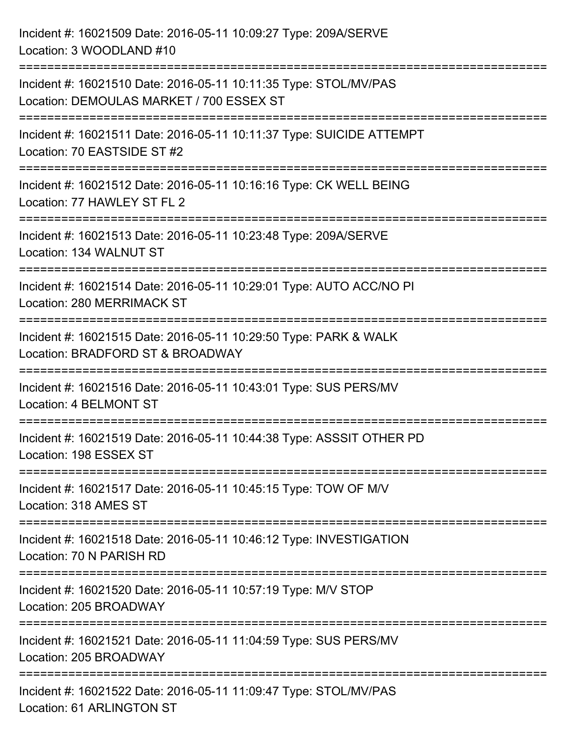Incident #: 16021509 Date: 2016-05-11 10:09:27 Type: 209A/SERVE
Location: 3 WOODLAND #10

===========================================================================

Incident #: 16021510 Date: 2016-05-11 10:11:35 Type: STOL/MV/PAS
Location: DEMOULAS MARKET / 700 ESSEX ST

===========================================================================

Incident #: 16021511 Date: 2016-05-11 10:11:37 Type: SUICIDE ATTEMPT
Location: 70 EASTSIDE ST #2

===========================================================================

Incident #: 16021512 Date: 2016-05-11 10:16:16 Type: CK WELL BEING
Location: 77 HAWLEY ST FL 2

===========================================================================

Incident #: 16021513 Date: 2016-05-11 10:23:48 Type: 209A/SERVE
Location: 134 WALNUT ST

===========================================================================

Incident #: 16021514 Date: 2016-05-11 10:29:01 Type: AUTO ACC/NO PI
Location: 280 MERRIMACK ST

===========================================================================

Incident #: 16021515 Date: 2016-05-11 10:29:50 Type: PARK & WALK
Location: BRADFORD ST & BROADWAY

===========================================================================

Incident #: 16021516 Date: 2016-05-11 10:43:01 Type: SUS PERS/MV
Location: 4 BELMONT ST

===========================================================================

Incident #: 16021519 Date: 2016-05-11 10:44:38 Type: ASSSIT OTHER PD
Location: 198 ESSEX ST

===========================================================================

Incident #: 16021517 Date: 2016-05-11 10:45:15 Type: TOW OF M/V
Location: 318 AMES ST

===========================================================================

Incident #: 16021518 Date: 2016-05-11 10:46:12 Type: INVESTIGATION
Location: 70 N PARISH RD

===========================================================================

Incident #: 16021520 Date: 2016-05-11 10:57:19 Type: M/V STOP
Location: 205 BROADWAY

===========================================================================

Incident #: 16021521 Date: 2016-05-11 11:04:59 Type: SUS PERS/MV
Location: 205 BROADWAY

===========================================================================

Incident #: 16021522 Date: 2016-05-11 11:09:47 Type: STOL/MV/PAS
Location: 61 ARLINGTON ST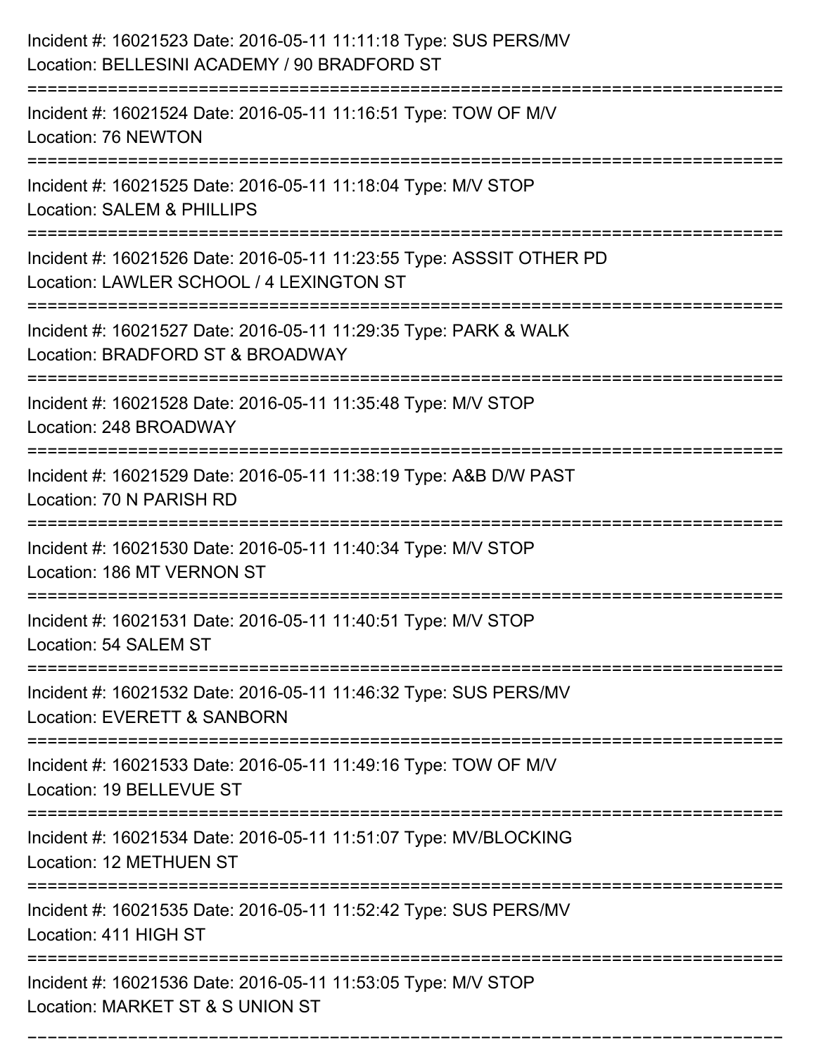Incident #: 16021523 Date: 2016-05-11 11:11:18 Type: SUS PERS/MV
Location: BELLESINI ACADEMY / 90 BRADFORD ST

===========================================================================

Incident #: 16021524 Date: 2016-05-11 11:16:51 Type: TOW OF M/V
Location: 76 NEWTON

===========================================================================

Incident #: 16021525 Date: 2016-05-11 11:18:04 Type: M/V STOP
Location: SALEM & PHILLIPS

===========================================================================

Incident #: 16021526 Date: 2016-05-11 11:23:55 Type: ASSSIT OTHER PD
Location: LAWLER SCHOOL / 4 LEXINGTON ST

===========================================================================

Incident #: 16021527 Date: 2016-05-11 11:29:35 Type: PARK & WALK
Location: BRADFORD ST & BROADWAY

===========================================================================

Incident #: 16021528 Date: 2016-05-11 11:35:48 Type: M/V STOP
Location: 248 BROADWAY

===========================================================================

Incident #: 16021529 Date: 2016-05-11 11:38:19 Type: A&B D/W PAST
Location: 70 N PARISH RD

===========================================================================

Incident #: 16021530 Date: 2016-05-11 11:40:34 Type: M/V STOP
Location: 186 MT VERNON ST

===========================================================================

Incident #: 16021531 Date: 2016-05-11 11:40:51 Type: M/V STOP
Location: 54 SALEM ST

===========================================================================

Incident #: 16021532 Date: 2016-05-11 11:46:32 Type: SUS PERS/MV
Location: EVERETT & SANBORN

===========================================================================

Incident #: 16021533 Date: 2016-05-11 11:49:16 Type: TOW OF M/V
Location: 19 BELLEVUE ST

===========================================================================

Incident #: 16021534 Date: 2016-05-11 11:51:07 Type: MV/BLOCKING
Location: 12 METHUEN ST

===========================================================================

Incident #: 16021535 Date: 2016-05-11 11:52:42 Type: SUS PERS/MV
Location: 411 HIGH ST

===========================================================================

Incident #: 16021536 Date: 2016-05-11 11:53:05 Type: M/V STOP
Location: MARKET ST & S UNION ST

===========================================================================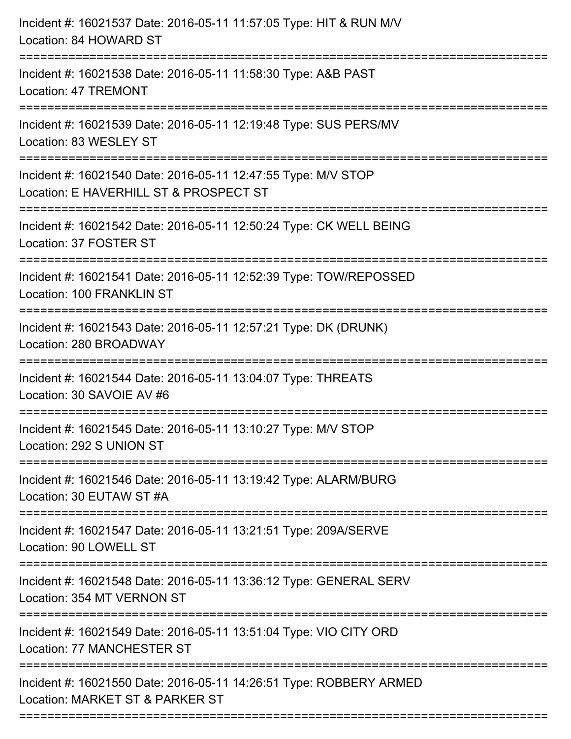Incident #: 16021537 Date: 2016-05-11 11:57:05 Type: HIT & RUN M/V
Location: 84 HOWARD ST

===========================================================================

Incident #: 16021538 Date: 2016-05-11 11:58:30 Type: A&B PAST
Location: 47 TREMONT

===========================================================================

Incident #: 16021539 Date: 2016-05-11 12:19:48 Type: SUS PERS/MV
Location: 83 WESLEY ST

===========================================================================

Incident #: 16021540 Date: 2016-05-11 12:47:55 Type: M/V STOP
Location: E HAVERHILL ST & PROSPECT ST

===========================================================================

Incident #: 16021542 Date: 2016-05-11 12:50:24 Type: CK WELL BEING
Location: 37 FOSTER ST

===========================================================================

Incident #: 16021541 Date: 2016-05-11 12:52:39 Type: TOW/REPOSSED
Location: 100 FRANKLIN ST

===========================================================================

Incident #: 16021543 Date: 2016-05-11 12:57:21 Type: DK (DRUNK)
Location: 280 BROADWAY

===========================================================================

Incident #: 16021544 Date: 2016-05-11 13:04:07 Type: THREATS
Location: 30 SAVOIE AV #6

===========================================================================

Incident #: 16021545 Date: 2016-05-11 13:10:27 Type: M/V STOP
Location: 292 S UNION ST

===========================================================================

Incident #: 16021546 Date: 2016-05-11 13:19:42 Type: ALARM/BURG
Location: 30 EUTAW ST #A

===========================================================================

Incident #: 16021547 Date: 2016-05-11 13:21:51 Type: 209A/SERVE
Location: 90 LOWELL ST

===========================================================================

Incident #: 16021548 Date: 2016-05-11 13:36:12 Type: GENERAL SERV
Location: 354 MT VERNON ST

===========================================================================

Incident #: 16021549 Date: 2016-05-11 13:51:04 Type: VIO CITY ORD
Location: 77 MANCHESTER ST

===========================================================================

Incident #: 16021550 Date: 2016-05-11 14:26:51 Type: ROBBERY ARMED
Location: MARKET ST & PARKER ST

===========================================================================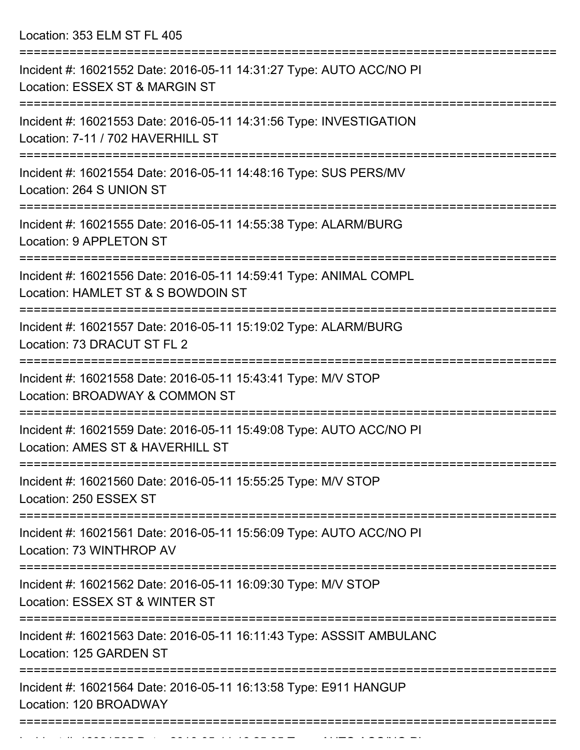Location: 353 ELM ST FL 405

===========================================================================

Incident #: 16021552 Date: 2016-05-11 14:31:27 Type: AUTO ACC/NO PI
Location: ESSEX ST & MARGIN ST

===========================================================================

Incident #: 16021553 Date: 2016-05-11 14:31:56 Type: INVESTIGATION
Location: 7-11 / 702 HAVERHILL ST

===========================================================================

Incident #: 16021554 Date: 2016-05-11 14:48:16 Type: SUS PERS/MV
Location: 264 S UNION ST

===========================================================================

Incident #: 16021555 Date: 2016-05-11 14:55:38 Type: ALARM/BURG
Location: 9 APPLETON ST

===========================================================================

Incident #: 16021556 Date: 2016-05-11 14:59:41 Type: ANIMAL COMPL
Location: HAMLET ST & S BOWDOIN ST

===========================================================================

Incident #: 16021557 Date: 2016-05-11 15:19:02 Type: ALARM/BURG
Location: 73 DRACUT ST FL 2

===========================================================================

Incident #: 16021558 Date: 2016-05-11 15:43:41 Type: M/V STOP
Location: BROADWAY & COMMON ST

===========================================================================

Incident #: 16021559 Date: 2016-05-11 15:49:08 Type: AUTO ACC/NO PI
Location: AMES ST & HAVERHILL ST

===========================================================================

Incident #: 16021560 Date: 2016-05-11 15:55:25 Type: M/V STOP
Location: 250 ESSEX ST

===========================================================================

Incident #: 16021561 Date: 2016-05-11 15:56:09 Type: AUTO ACC/NO PI
Location: 73 WINTHROP AV

===========================================================================

Incident #: 16021562 Date: 2016-05-11 16:09:30 Type: M/V STOP
Location: ESSEX ST & WINTER ST

===========================================================================

Incident #: 16021563 Date: 2016-05-11 16:11:43 Type: ASSSIT AMBULANC
Location: 125 GARDEN ST

===========================================================================

Incident #: 16021564 Date: 2016-05-11 16:13:58 Type: E911 HANGUP
Location: 120 BROADWAY

===========================================================================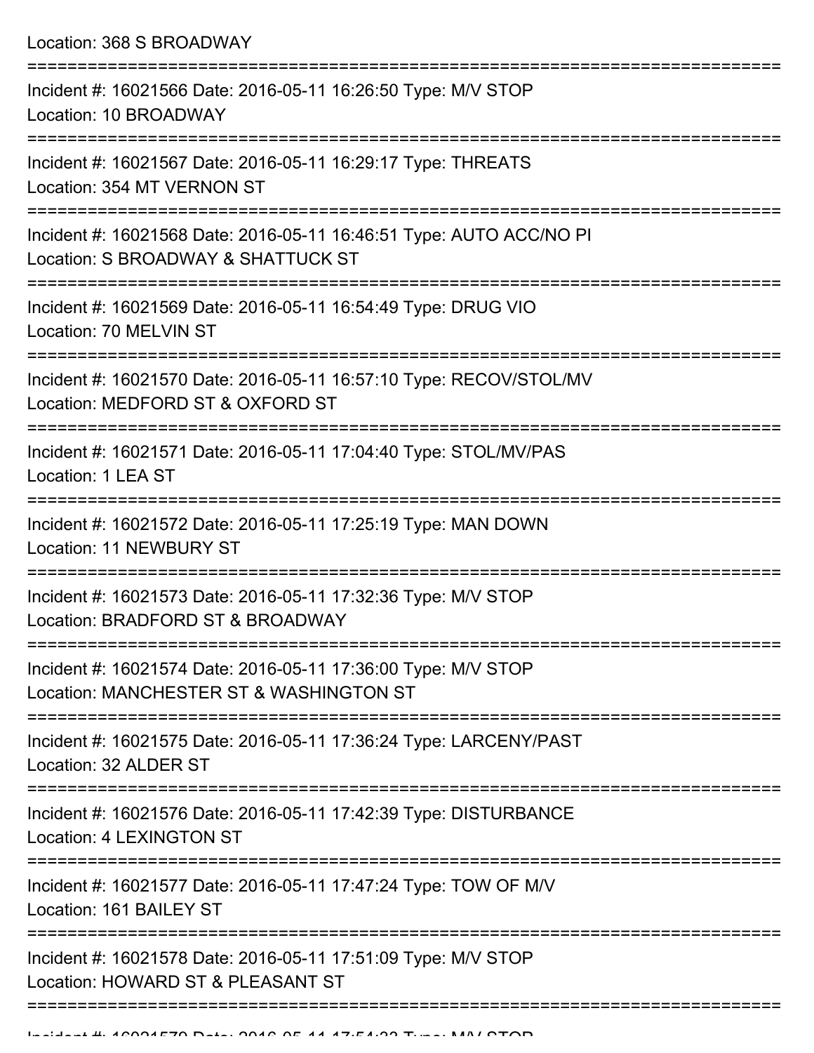Location: 368 S BROADWAY

===========================================================================

Incident #: 16021566 Date: 2016-05-11 16:26:50 Type: M/V STOP
Location: 10 BROADWAY

===========================================================================

Incident #: 16021567 Date: 2016-05-11 16:29:17 Type: THREATS
Location: 354 MT VERNON ST

===========================================================================

Incident #: 16021568 Date: 2016-05-11 16:46:51 Type: AUTO ACC/NO PI
Location: S BROADWAY & SHATTUCK ST

===========================================================================

Incident #: 16021569 Date: 2016-05-11 16:54:49 Type: DRUG VIO
Location: 70 MELVIN ST

===========================================================================

Incident #: 16021570 Date: 2016-05-11 16:57:10 Type: RECOV/STOL/MV
Location: MEDFORD ST & OXFORD ST

===========================================================================

Incident #: 16021571 Date: 2016-05-11 17:04:40 Type: STOL/MV/PAS
Location: 1 LEA ST

===========================================================================

Incident #: 16021572 Date: 2016-05-11 17:25:19 Type: MAN DOWN
Location: 11 NEWBURY ST

===========================================================================

Incident #: 16021573 Date: 2016-05-11 17:32:36 Type: M/V STOP
Location: BRADFORD ST & BROADWAY

===========================================================================

Incident #: 16021574 Date: 2016-05-11 17:36:00 Type: M/V STOP
Location: MANCHESTER ST & WASHINGTON ST

===========================================================================

Incident #: 16021575 Date: 2016-05-11 17:36:24 Type: LARCENY/PAST
Location: 32 ALDER ST

===========================================================================

Incident #: 16021576 Date: 2016-05-11 17:42:39 Type: DISTURBANCE
Location: 4 LEXINGTON ST

===========================================================================

Incident #: 16021577 Date: 2016-05-11 17:47:24 Type: TOW OF M/V
Location: 161 BAILEY ST

===========================================================================

Incident #: 16021578 Date: 2016-05-11 17:51:09 Type: M/V STOP
Location: HOWARD ST & PLEASANT ST

===========================================================================

Incident #: 16021579 Date: 2016-05-11 17:54:33 Type: M/V STOP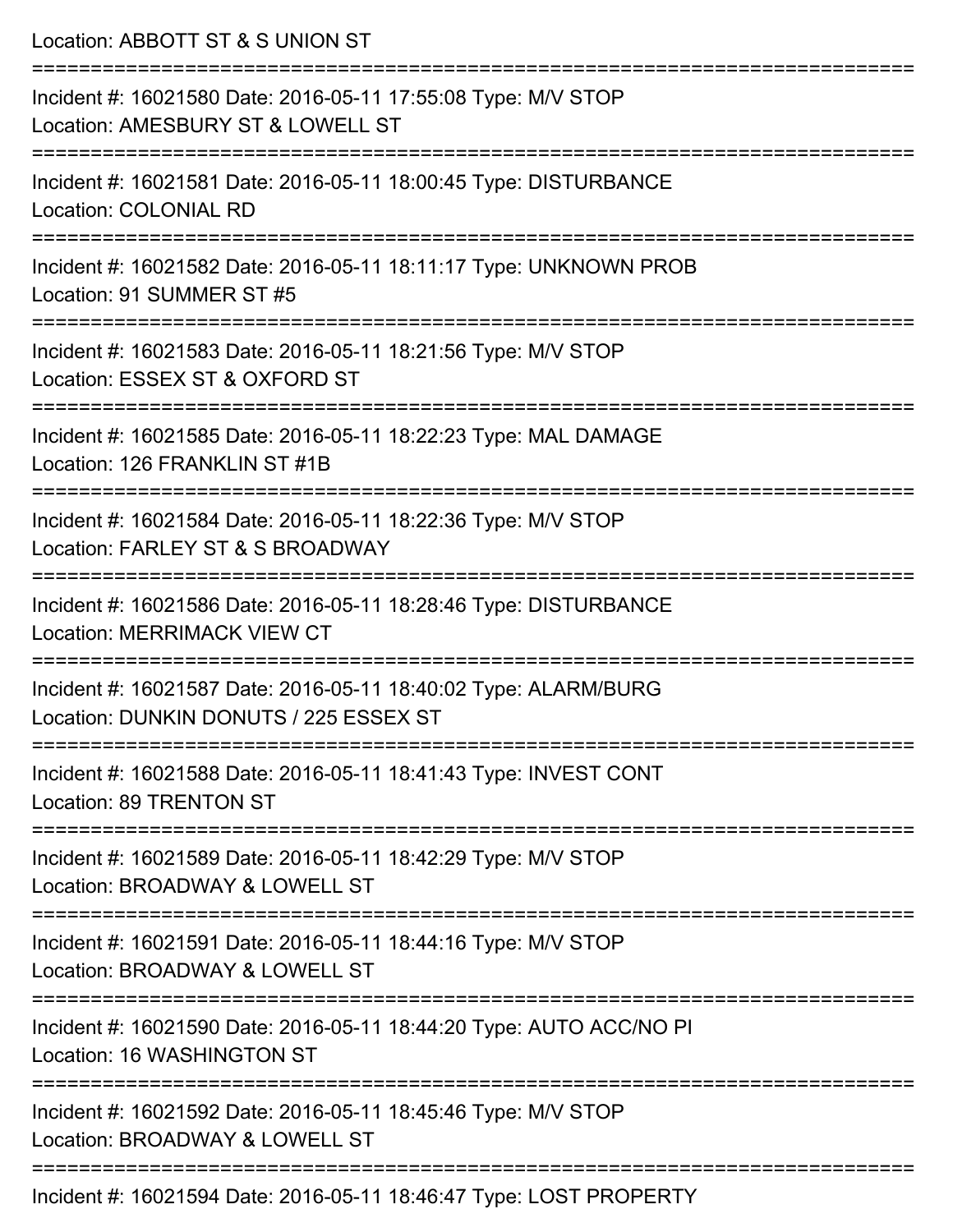Location: ABBOTT ST & S UNION ST

===========================================================================

Incident #: 16021580 Date: 2016-05-11 17:55:08 Type: M/V STOP
Location: AMESBURY ST & LOWELL ST

===========================================================================

Incident #: 16021581 Date: 2016-05-11 18:00:45 Type: DISTURBANCE
Location: COLONIAL RD

===========================================================================

Incident #: 16021582 Date: 2016-05-11 18:11:17 Type: UNKNOWN PROB
Location: 91 SUMMER ST #5

===========================================================================

Incident #: 16021583 Date: 2016-05-11 18:21:56 Type: M/V STOP
Location: ESSEX ST & OXFORD ST

===========================================================================

Incident #: 16021585 Date: 2016-05-11 18:22:23 Type: MAL DAMAGE
Location: 126 FRANKLIN ST #1B

===========================================================================

Incident #: 16021584 Date: 2016-05-11 18:22:36 Type: M/V STOP
Location: FARLEY ST & S BROADWAY

===========================================================================

Incident #: 16021586 Date: 2016-05-11 18:28:46 Type: DISTURBANCE
Location: MERRIMACK VIEW CT

===========================================================================

Incident #: 16021587 Date: 2016-05-11 18:40:02 Type: ALARM/BURG
Location: DUNKIN DONUTS / 225 ESSEX ST

===========================================================================

Incident #: 16021588 Date: 2016-05-11 18:41:43 Type: INVEST CONT
Location: 89 TRENTON ST

===========================================================================

Incident #: 16021589 Date: 2016-05-11 18:42:29 Type: M/V STOP
Location: BROADWAY & LOWELL ST

===========================================================================

Incident #: 16021591 Date: 2016-05-11 18:44:16 Type: M/V STOP
Location: BROADWAY & LOWELL ST

===========================================================================

Incident #: 16021590 Date: 2016-05-11 18:44:20 Type: AUTO ACC/NO PI
Location: 16 WASHINGTON ST

===========================================================================

Incident #: 16021592 Date: 2016-05-11 18:45:46 Type: M/V STOP
Location: BROADWAY & LOWELL ST

===========================================================================

Incident #: 16021594 Date: 2016-05-11 18:46:47 Type: LOST PROPERTY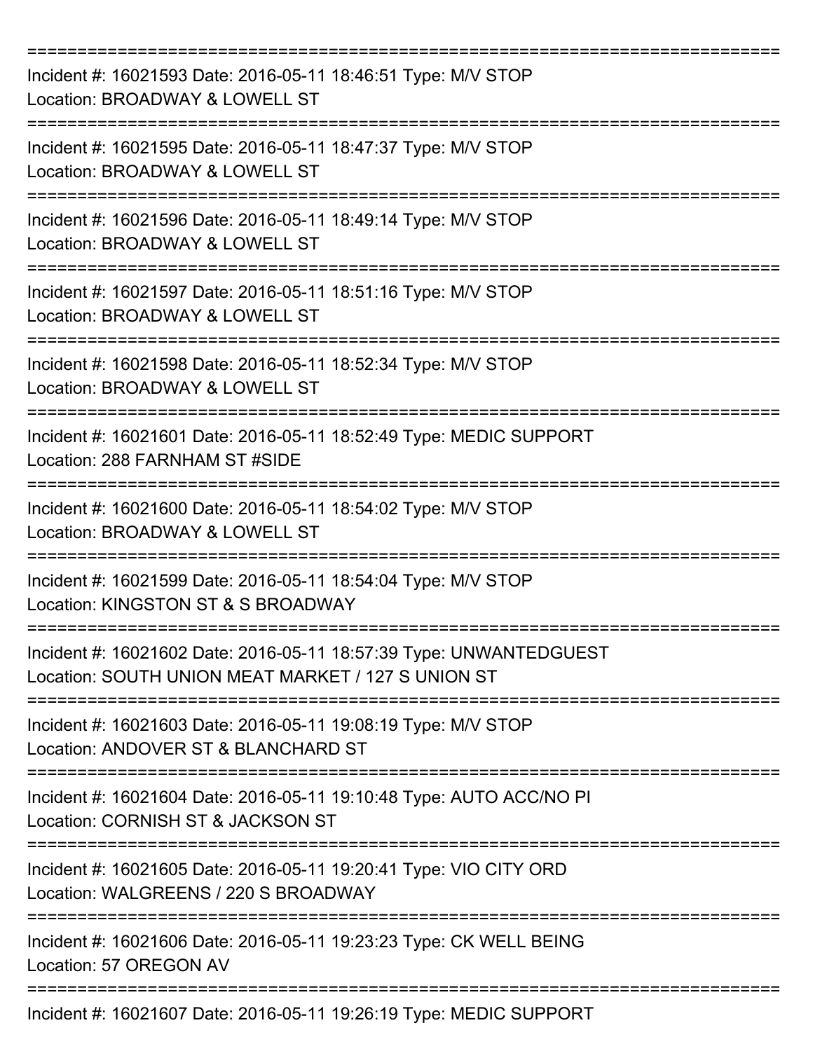===========================================================================

Incident #: 16021593 Date: 2016-05-11 18:46:51 Type: M/V STOP
Location: BROADWAY & LOWELL ST

===========================================================================

Incident #: 16021595 Date: 2016-05-11 18:47:37 Type: M/V STOP
Location: BROADWAY & LOWELL ST

===========================================================================

Incident #: 16021596 Date: 2016-05-11 18:49:14 Type: M/V STOP
Location: BROADWAY & LOWELL ST

===========================================================================

Incident #: 16021597 Date: 2016-05-11 18:51:16 Type: M/V STOP
Location: BROADWAY & LOWELL ST

===========================================================================

Incident #: 16021598 Date: 2016-05-11 18:52:34 Type: M/V STOP
Location: BROADWAY & LOWELL ST

===========================================================================

Incident #: 16021601 Date: 2016-05-11 18:52:49 Type: MEDIC SUPPORT
Location: 288 FARNHAM ST #SIDE

===========================================================================

Incident #: 16021600 Date: 2016-05-11 18:54:02 Type: M/V STOP
Location: BROADWAY & LOWELL ST

===========================================================================

Incident #: 16021599 Date: 2016-05-11 18:54:04 Type: M/V STOP
Location: KINGSTON ST & S BROADWAY

===========================================================================

Incident #: 16021602 Date: 2016-05-11 18:57:39 Type: UNWANTEDGUEST
Location: SOUTH UNION MEAT MARKET / 127 S UNION ST

===========================================================================

Incident #: 16021603 Date: 2016-05-11 19:08:19 Type: M/V STOP
Location: ANDOVER ST & BLANCHARD ST

===========================================================================

Incident #: 16021604 Date: 2016-05-11 19:10:48 Type: AUTO ACC/NO PI
Location: CORNISH ST & JACKSON ST

===========================================================================

Incident #: 16021605 Date: 2016-05-11 19:20:41 Type: VIO CITY ORD
Location: WALGREENS / 220 S BROADWAY

===========================================================================

Incident #: 16021606 Date: 2016-05-11 19:23:23 Type: CK WELL BEING
Location: 57 OREGON AV

===========================================================================

Incident #: 16021607 Date: 2016-05-11 19:26:19 Type: MEDIC SUPPORT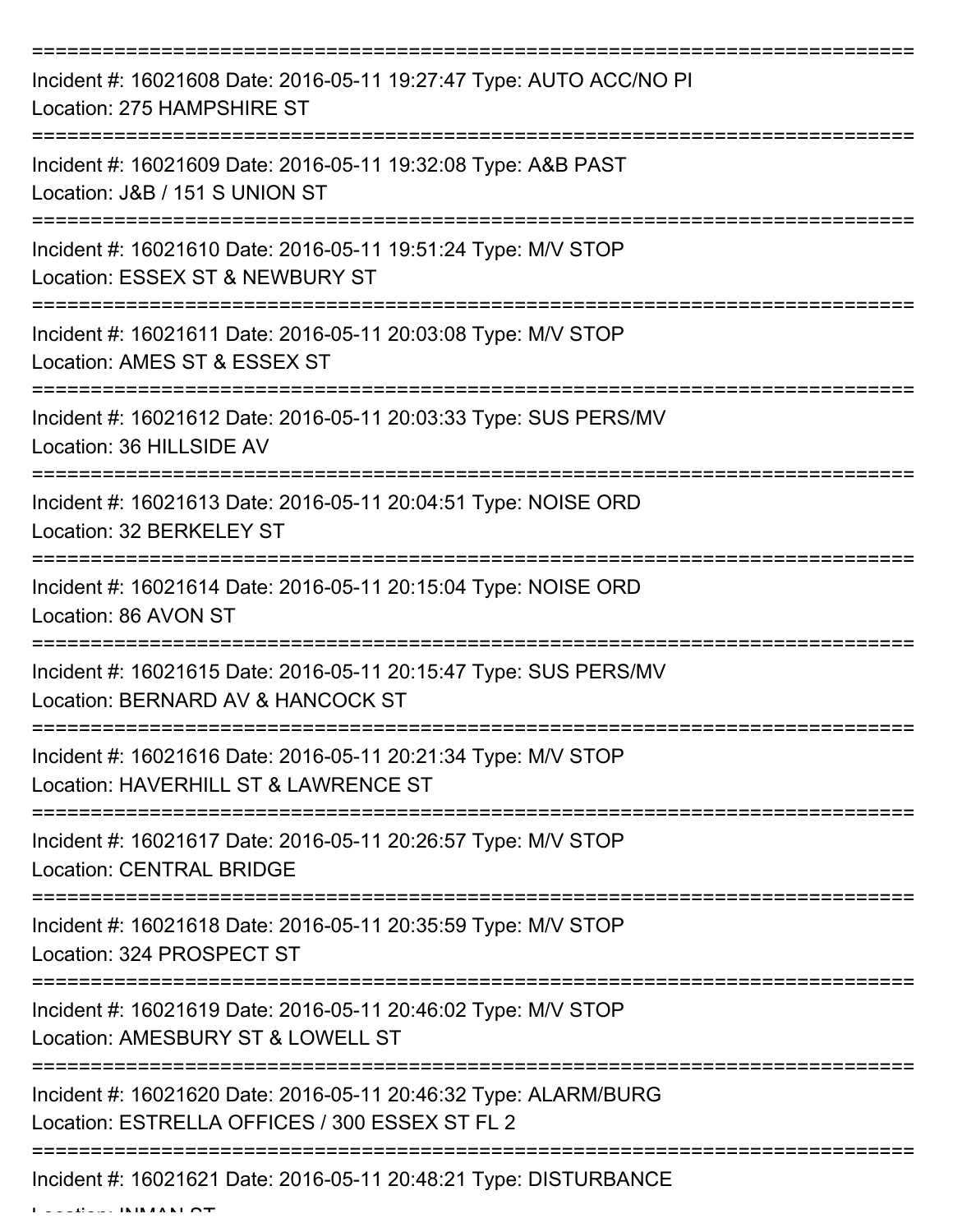===========================================================================

Incident #: 16021608 Date: 2016-05-11 19:27:47 Type: AUTO ACC/NO PI
Location: 275 HAMPSHIRE ST

===========================================================================

Incident #: 16021609 Date: 2016-05-11 19:32:08 Type: A&B PAST
Location: J&B / 151 S UNION ST

===========================================================================

Incident #: 16021610 Date: 2016-05-11 19:51:24 Type: M/V STOP
Location: ESSEX ST & NEWBURY ST

===========================================================================

Incident #: 16021611 Date: 2016-05-11 20:03:08 Type: M/V STOP
Location: AMES ST & ESSEX ST

===========================================================================

Incident #: 16021612 Date: 2016-05-11 20:03:33 Type: SUS PERS/MV
Location: 36 HILLSIDE AV

===========================================================================

Incident #: 16021613 Date: 2016-05-11 20:04:51 Type: NOISE ORD
Location: 32 BERKELEY ST

===========================================================================

Incident #: 16021614 Date: 2016-05-11 20:15:04 Type: NOISE ORD
Location: 86 AVON ST

===========================================================================

Incident #: 16021615 Date: 2016-05-11 20:15:47 Type: SUS PERS/MV
Location: BERNARD AV & HANCOCK ST

===========================================================================

Incident #: 16021616 Date: 2016-05-11 20:21:34 Type: M/V STOP
Location: HAVERHILL ST & LAWRENCE ST

===========================================================================

Incident #: 16021617 Date: 2016-05-11 20:26:57 Type: M/V STOP
Location: CENTRAL BRIDGE

===========================================================================

Incident #: 16021618 Date: 2016-05-11 20:35:59 Type: M/V STOP
Location: 324 PROSPECT ST

===========================================================================

Incident #: 16021619 Date: 2016-05-11 20:46:02 Type: M/V STOP
Location: AMESBURY ST & LOWELL ST

===========================================================================

Incident #: 16021620 Date: 2016-05-11 20:46:32 Type: ALARM/BURG
Location: ESTRELLA OFFICES / 300 ESSEX ST FL 2

===========================================================================

Incident #: 16021621 Date: 2016-05-11 20:48:21 Type: DISTURBANCE
Location: INMAN ST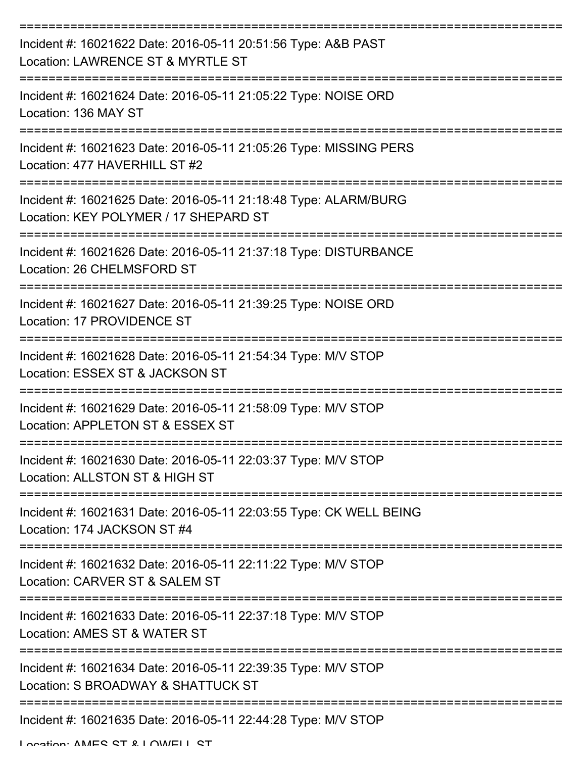Incident #: 16021622 Date: 2016-05-11 20:51:56 Type: A&B PAST
Location: LAWRENCE ST & MYRTLE ST

---

Incident #: 16021624 Date: 2016-05-11 21:05:22 Type: NOISE ORD
Location: 136 MAY ST

---

Incident #: 16021623 Date: 2016-05-11 21:05:26 Type: MISSING PERS
Location: 477 HAVERHILL ST #2

---

Incident #: 16021625 Date: 2016-05-11 21:18:48 Type: ALARM/BURG
Location: KEY POLYMER / 17 SHEPARD ST

---

Incident #: 16021626 Date: 2016-05-11 21:37:18 Type: DISTURBANCE
Location: 26 CHELMSFORD ST

---

Incident #: 16021627 Date: 2016-05-11 21:39:25 Type: NOISE ORD
Location: 17 PROVIDENCE ST

---

Incident #: 16021628 Date: 2016-05-11 21:54:34 Type: M/V STOP
Location: ESSEX ST & JACKSON ST

---

Incident #: 16021629 Date: 2016-05-11 21:58:09 Type: M/V STOP
Location: APPLETON ST & ESSEX ST

---

Incident #: 16021630 Date: 2016-05-11 22:03:37 Type: M/V STOP
Location: ALLSTON ST & HIGH ST

---

Incident #: 16021631 Date: 2016-05-11 22:03:55 Type: CK WELL BEING
Location: 174 JACKSON ST #4

---

Incident #: 16021632 Date: 2016-05-11 22:11:22 Type: M/V STOP
Location: CARVER ST & SALEM ST

---

Incident #: 16021633 Date: 2016-05-11 22:37:18 Type: M/V STOP
Location: AMES ST & WATER ST

---

Incident #: 16021634 Date: 2016-05-11 22:39:35 Type: M/V STOP
Location: S BROADWAY & SHATTUCK ST

---

Incident #: 16021635 Date: 2016-05-11 22:44:28 Type: M/V STOP
Location: AMES ST & LOWELL ST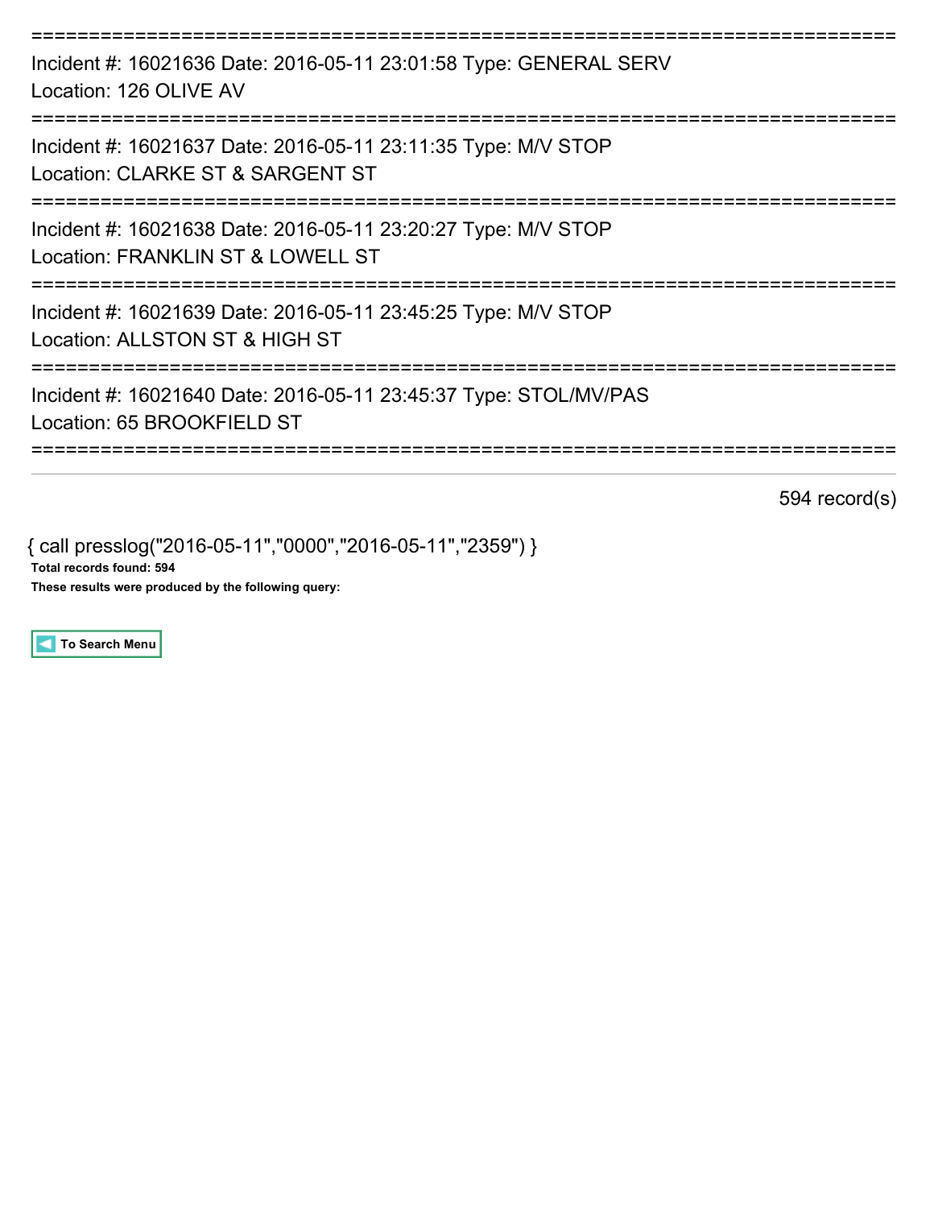===========================================================================

Incident #: 16021636 Date: 2016-05-11 23:01:58 Type: GENERAL SERV
Location: 126 OLIVE AV

===========================================================================

Incident #: 16021637 Date: 2016-05-11 23:11:35 Type: M/V STOP
Location: CLARKE ST & SARGENT ST

===========================================================================

Incident #: 16021638 Date: 2016-05-11 23:20:27 Type: M/V STOP
Location: FRANKLIN ST & LOWELL ST

===========================================================================

Incident #: 16021639 Date: 2016-05-11 23:45:25 Type: M/V STOP
Location: ALLSTON ST & HIGH ST

===========================================================================

Incident #: 16021640 Date: 2016-05-11 23:45:37 Type: STOL/MV/PAS
Location: 65 BROOKFIELD ST

===========================================================================

594 record(s)

{ call presslog("2016-05-11","0000","2016-05-11","2359") }

**Total records found: 594**

**These results were produced by the following query:**

**To Search Menu**